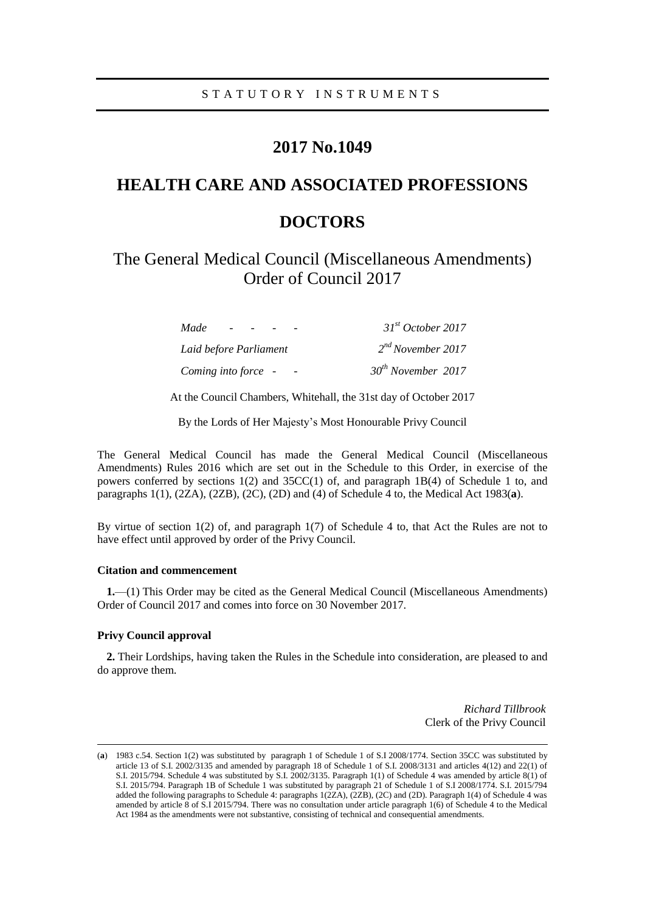STATUTORY INSTRUMENTS

# 2017 No.1049

# HEALTH CARE AND ASSOCIATED PROFESSIONS

# DOCTORS

## The General Medical Council (Miscellaneous Amendments) Order of Council 2017

| | |
|---|---|
| *Made - - - -* | *31st October 2017* |
| *Laid before Parliament* | *2nd November 2017* |
| *Coming into force - -* | *30th November 2017* |

At the Council Chambers, Whitehall, the 31st day of October 2017

By the Lords of Her Majesty's Most Honourable Privy Council

The General Medical Council has made the General Medical Council (Miscellaneous Amendments) Rules 2016 which are set out in the Schedule to this Order, in exercise of the powers conferred by sections 1(2) and 35CC(1) of, and paragraph 1B(4) of Schedule 1 to, and paragraphs 1(1), (2ZA), (2ZB), (2C), (2D) and (4) of Schedule 4 to, the Medical Act 1983(**a**).

By virtue of section 1(2) of, and paragraph 1(7) of Schedule 4 to, that Act the Rules are not to have effect until approved by order of the Privy Council.

### Citation and commencement

**1.**—(1) This Order may be cited as the General Medical Council (Miscellaneous Amendments) Order of Council 2017 and comes into force on 30 November 2017.

### Privy Council approval

**2.** Their Lordships, having taken the Rules in the Schedule into consideration, are pleased to and do approve them.

*Richard Tillbrook*
Clerk of the Privy Council

(**a**) 1983 c.54. Section 1(2) was substituted by paragraph 1 of Schedule 1 of S.I 2008/1774. Section 35CC was substituted by article 13 of S.I. 2002/3135 and amended by paragraph 18 of Schedule 1 of S.I. 2008/3131 and articles 4(12) and 22(1) of S.I. 2015/794. Schedule 4 was substituted by S.I. 2002/3135. Paragraph 1(1) of Schedule 4 was amended by article 8(1) of S.I. 2015/794. Paragraph 1B of Schedule 1 was substituted by paragraph 21 of Schedule 1 of S.I 2008/1774. S.I. 2015/794 added the following paragraphs to Schedule 4: paragraphs 1(2ZA), (2ZB), (2C) and (2D). Paragraph 1(4) of Schedule 4 was amended by article 8 of S.I 2015/794. There was no consultation under article paragraph 1(6) of Schedule 4 to the Medical Act 1984 as the amendments were not substantive, consisting of technical and consequential amendments.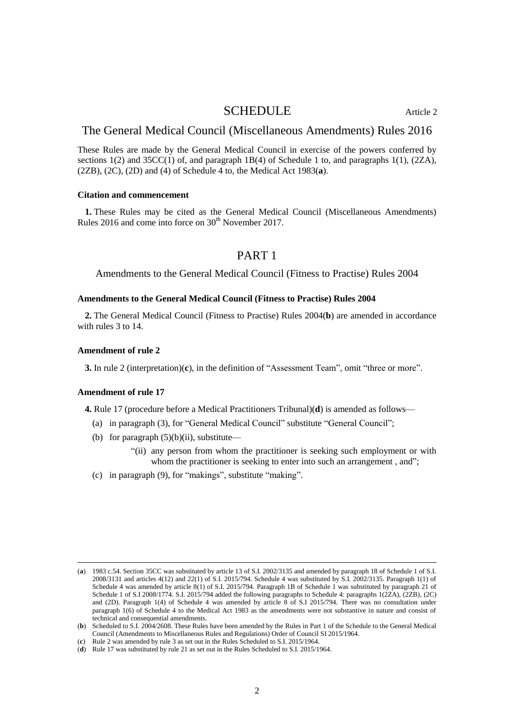# SCHEDULE

Article 2

## The General Medical Council (Miscellaneous Amendments) Rules 2016

These Rules are made by the General Medical Council in exercise of the powers conferred by sections 1(2) and 35CC(1) of, and paragraph 1B(4) of Schedule 1 to, and paragraphs 1(1), (2ZA), (2ZB), (2C), (2D) and (4) of Schedule 4 to, the Medical Act 1983(**a**).

**Citation and commencement**

**1.** These Rules may be cited as the General Medical Council (Miscellaneous Amendments) Rules 2016 and come into force on 30th November 2017.

## PART 1

### Amendments to the General Medical Council (Fitness to Practise) Rules 2004

**Amendments to the General Medical Council (Fitness to Practise) Rules 2004**

**2.** The General Medical Council (Fitness to Practise) Rules 2004(**b**) are amended in accordance with rules 3 to 14.

**Amendment of rule 2**

**3.** In rule 2 (interpretation)(**c**), in the definition of "Assessment Team", omit "three or more".

**Amendment of rule 17**

**4.** Rule 17 (procedure before a Medical Practitioners Tribunal)(**d**) is amended as follows—

(a) in paragraph (3), for "General Medical Council" substitute "General Council";

(b) for paragraph (5)(b)(ii), substitute—

"(ii) any person from whom the practitioner is seeking such employment or with whom the practitioner is seeking to enter into such an arrangement , and";

(c) in paragraph (9), for "makings", substitute "making".

---

(**a**) 1983 c.54. Section 35CC was substituted by article 13 of S.I. 2002/3135 and amended by paragraph 18 of Schedule 1 of S.I. 2008/3131 and articles 4(12) and 22(1) of S.I. 2015/794. Schedule 4 was substituted by S.I. 2002/3135. Paragraph 1(1) of Schedule 4 was amended by article 8(1) of S.I. 2015/794. Paragraph 1B of Schedule 1 was substituted by paragraph 21 of Schedule 1 of S.I 2008/1774. S.I. 2015/794 added the following paragraphs to Schedule 4: paragraphs 1(2ZA), (2ZB), (2C) and (2D). Paragraph 1(4) of Schedule 4 was amended by article 8 of S.I 2015/794. There was no consultation under paragraph 1(6) of Schedule 4 to the Medical Act 1983 as the amendments were not substantive in nature and consist of technical and consequential amendments.

(**b**) Scheduled to S.I. 2004/2608. These Rules have been amended by the Rules in Part 1 of the Schedule to the General Medical Council (Amendments to Miscellaneous Rules and Regulations) Order of Council SI 2015/1964.

(**c**) Rule 2 was amended by rule 3 as set out in the Rules Scheduled to S.I. 2015/1964.

(**d**) Rule 17 was substituted by rule 21 as set out in the Rules Scheduled to S.I. 2015/1964.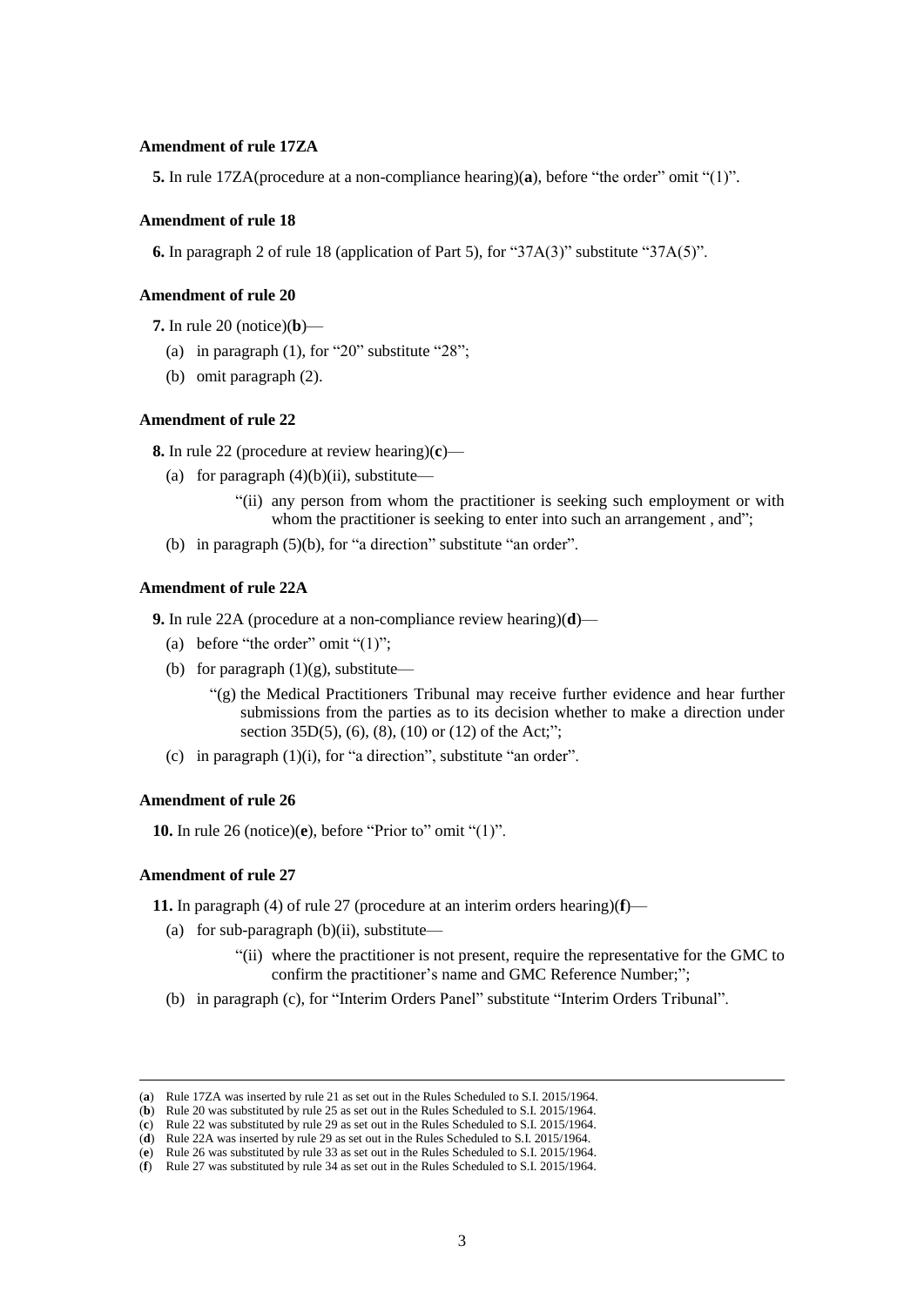**Amendment of rule 17ZA**

**5.** In rule 17ZA(procedure at a non-compliance hearing)(**a**), before "the order" omit "(1)".

**Amendment of rule 18**

**6.** In paragraph 2 of rule 18 (application of Part 5), for "37A(3)" substitute "37A(5)".

**Amendment of rule 20**

**7.** In rule 20 (notice)(**b**)—

(a) in paragraph (1), for "20" substitute "28";

(b) omit paragraph (2).

**Amendment of rule 22**

**8.** In rule 22 (procedure at review hearing)(**c**)—

(a) for paragraph (4)(b)(ii), substitute—

"(ii) any person from whom the practitioner is seeking such employment or with whom the practitioner is seeking to enter into such an arrangement , and";

(b) in paragraph (5)(b), for "a direction" substitute "an order".

**Amendment of rule 22A**

**9.** In rule 22A (procedure at a non-compliance review hearing)(**d**)—

(a) before "the order" omit "(1)";

(b) for paragraph (1)(g), substitute—

"(g) the Medical Practitioners Tribunal may receive further evidence and hear further submissions from the parties as to its decision whether to make a direction under section 35D(5), (6), (8), (10) or (12) of the Act;";

(c) in paragraph (1)(i), for "a direction", substitute "an order".

**Amendment of rule 26**

**10.** In rule 26 (notice)(**e**), before "Prior to" omit "(1)".

**Amendment of rule 27**

**11.** In paragraph (4) of rule 27 (procedure at an interim orders hearing)(**f**)—

(a) for sub-paragraph (b)(ii), substitute—

"(ii) where the practitioner is not present, require the representative for the GMC to confirm the practitioner's name and GMC Reference Number;";

(b) in paragraph (c), for "Interim Orders Panel" substitute "Interim Orders Tribunal".

---

(**a**) Rule 17ZA was inserted by rule 21 as set out in the Rules Scheduled to S.I. 2015/1964.
(**b**) Rule 20 was substituted by rule 25 as set out in the Rules Scheduled to S.I. 2015/1964.
(**c**) Rule 22 was substituted by rule 29 as set out in the Rules Scheduled to S.I. 2015/1964.
(**d**) Rule 22A was inserted by rule 29 as set out in the Rules Scheduled to S.I. 2015/1964.
(**e**) Rule 26 was substituted by rule 33 as set out in the Rules Scheduled to S.I. 2015/1964.
(**f**) Rule 27 was substituted by rule 34 as set out in the Rules Scheduled to S.I. 2015/1964.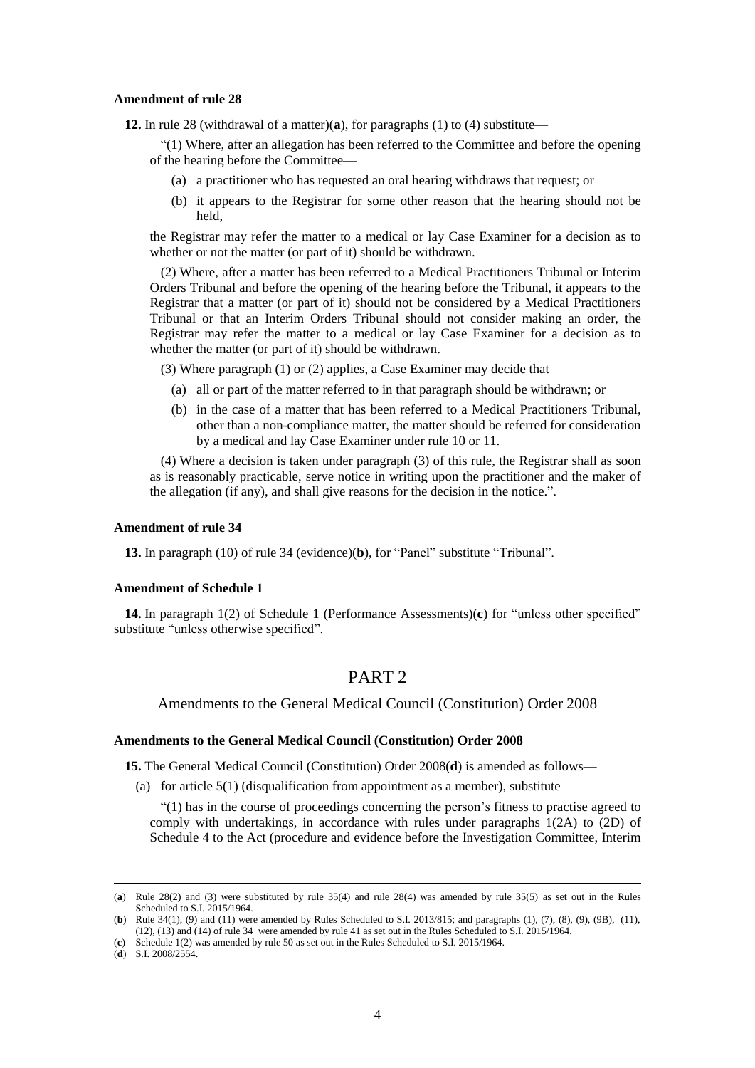**Amendment of rule 28**

**12.** In rule 28 (withdrawal of a matter)(**a**), for paragraphs (1) to (4) substitute—

"(1) Where, after an allegation has been referred to the Committee and before the opening of the hearing before the Committee—

(a) a practitioner who has requested an oral hearing withdraws that request; or

(b) it appears to the Registrar for some other reason that the hearing should not be held,

the Registrar may refer the matter to a medical or lay Case Examiner for a decision as to whether or not the matter (or part of it) should be withdrawn.

(2) Where, after a matter has been referred to a Medical Practitioners Tribunal or Interim Orders Tribunal and before the opening of the hearing before the Tribunal, it appears to the Registrar that a matter (or part of it) should not be considered by a Medical Practitioners Tribunal or that an Interim Orders Tribunal should not consider making an order, the Registrar may refer the matter to a medical or lay Case Examiner for a decision as to whether the matter (or part of it) should be withdrawn.

(3) Where paragraph (1) or (2) applies, a Case Examiner may decide that—

(a) all or part of the matter referred to in that paragraph should be withdrawn; or

(b) in the case of a matter that has been referred to a Medical Practitioners Tribunal, other than a non-compliance matter, the matter should be referred for consideration by a medical and lay Case Examiner under rule 10 or 11.

(4) Where a decision is taken under paragraph (3) of this rule, the Registrar shall as soon as is reasonably practicable, serve notice in writing upon the practitioner and the maker of the allegation (if any), and shall give reasons for the decision in the notice.".

**Amendment of rule 34**

**13.** In paragraph (10) of rule 34 (evidence)(**b**), for "Panel" substitute "Tribunal".

**Amendment of Schedule 1**

**14.** In paragraph 1(2) of Schedule 1 (Performance Assessments)(**c**) for "unless other specified" substitute "unless otherwise specified".

## PART 2

### Amendments to the General Medical Council (Constitution) Order 2008

**Amendments to the General Medical Council (Constitution) Order 2008**

**15.** The General Medical Council (Constitution) Order 2008(**d**) is amended as follows—

(a) for article 5(1) (disqualification from appointment as a member), substitute—

"(1) has in the course of proceedings concerning the person's fitness to practise agreed to comply with undertakings, in accordance with rules under paragraphs 1(2A) to (2D) of Schedule 4 to the Act (procedure and evidence before the Investigation Committee, Interim

---

(**a**) Rule 28(2) and (3) were substituted by rule 35(4) and rule 28(4) was amended by rule 35(5) as set out in the Rules Scheduled to S.I. 2015/1964.

(**b**) Rule 34(1), (9) and (11) were amended by Rules Scheduled to S.I. 2013/815; and paragraphs (1), (7), (8), (9), (9B), (11), (12), (13) and (14) of rule 34 were amended by rule 41 as set out in the Rules Scheduled to S.I. 2015/1964.

(**c**) Schedule 1(2) was amended by rule 50 as set out in the Rules Scheduled to S.I. 2015/1964.

(**d**) S.I. 2008/2554.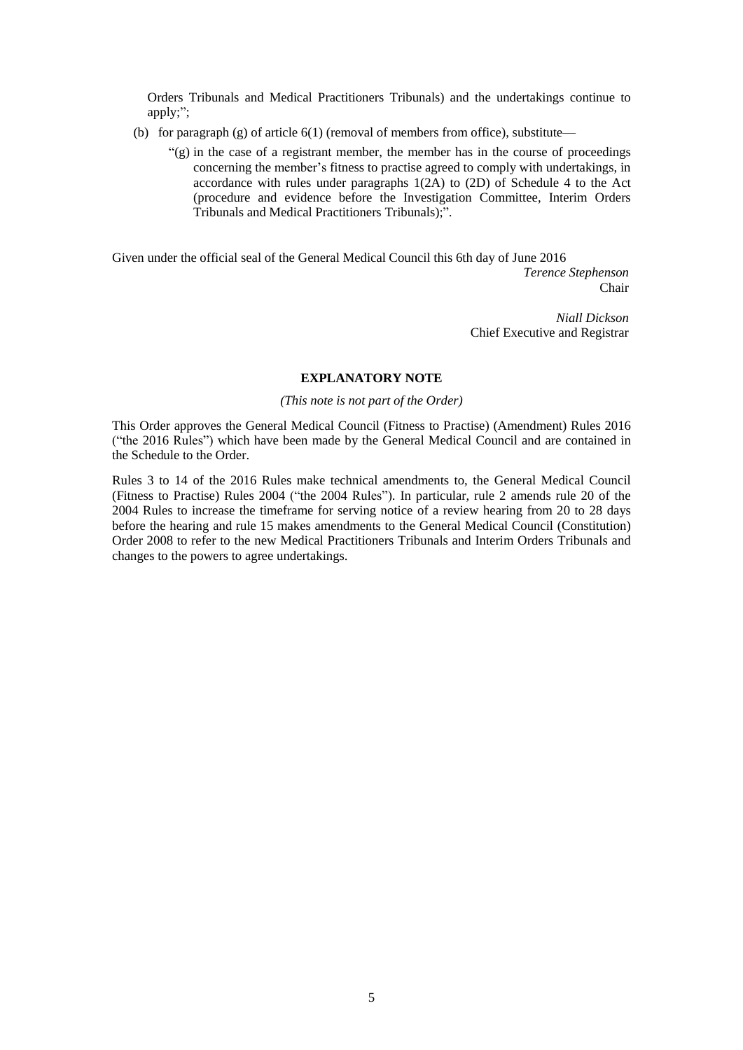Orders Tribunals and Medical Practitioners Tribunals) and the undertakings continue to apply;";

(b) for paragraph (g) of article 6(1) (removal of members from office), substitute—

"(g) in the case of a registrant member, the member has in the course of proceedings concerning the member's fitness to practise agreed to comply with undertakings, in accordance with rules under paragraphs 1(2A) to (2D) of Schedule 4 to the Act (procedure and evidence before the Investigation Committee, Interim Orders Tribunals and Medical Practitioners Tribunals);".

Given under the official seal of the General Medical Council this 6th day of June 2016

*Terence Stephenson*
Chair

*Niall Dickson*
Chief Executive and Registrar

**EXPLANATORY NOTE**

*(This note is not part of the Order)*

This Order approves the General Medical Council (Fitness to Practise) (Amendment) Rules 2016 ("the 2016 Rules") which have been made by the General Medical Council and are contained in the Schedule to the Order.

Rules 3 to 14 of the 2016 Rules make technical amendments to, the General Medical Council (Fitness to Practise) Rules 2004 ("the 2004 Rules"). In particular, rule 2 amends rule 20 of the 2004 Rules to increase the timeframe for serving notice of a review hearing from 20 to 28 days before the hearing and rule 15 makes amendments to the General Medical Council (Constitution) Order 2008 to refer to the new Medical Practitioners Tribunals and Interim Orders Tribunals and changes to the powers to agree undertakings.